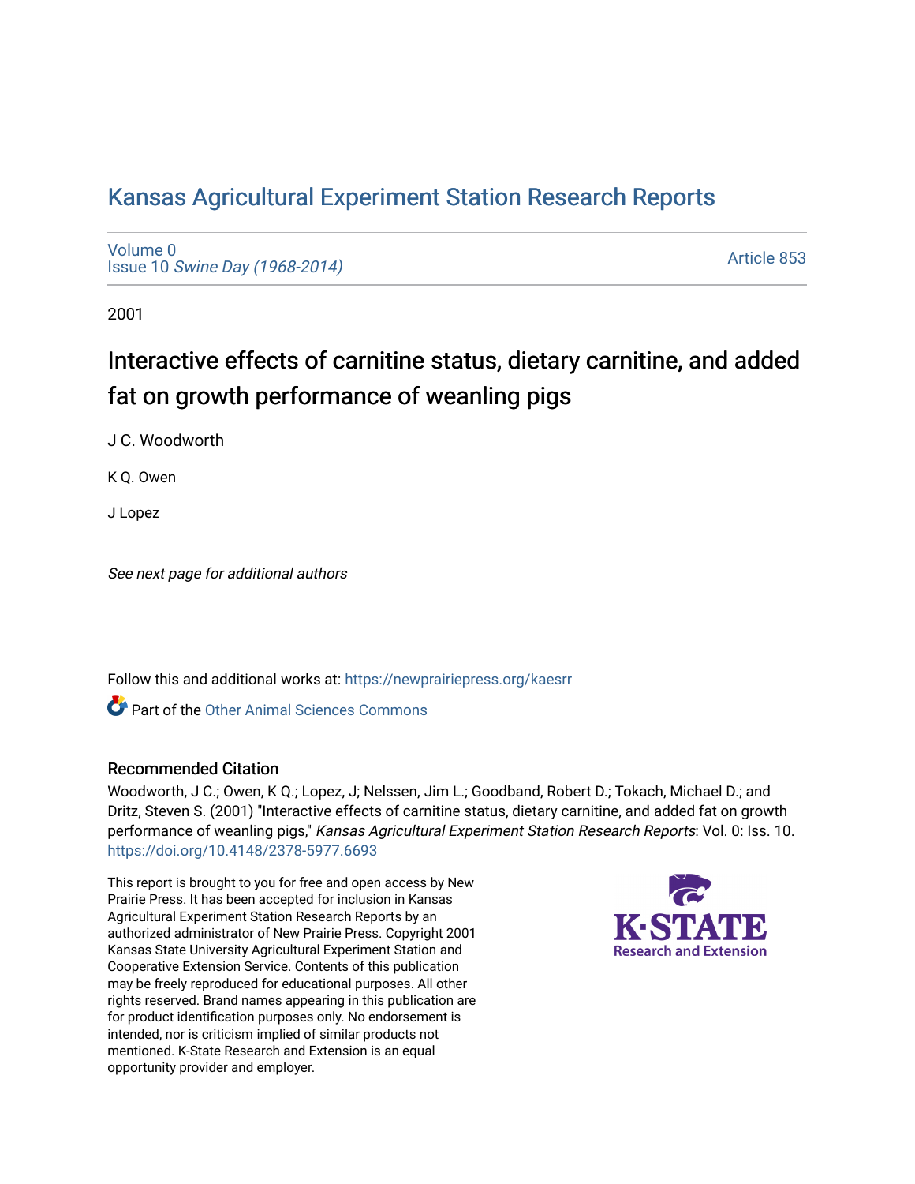# Kansas Agricultural Experiment Station Research Reports

Volume 0
Issue 10 *Swine Day (1968-2014)*

Article 853

2001

## Interactive effects of carnitine status, dietary carnitine, and added fat on growth performance of weanling pigs

J C. Woodworth

K Q. Owen

J Lopez

*See next page for additional authors*

Follow this and additional works at: https://newprairiepress.org/kaesrr

Part of the Other Animal Sciences Commons

### Recommended Citation

Woodworth, J C.; Owen, K Q.; Lopez, J; Nelssen, Jim L.; Goodband, Robert D.; Tokach, Michael D.; and Dritz, Steven S. (2001) "Interactive effects of carnitine status, dietary carnitine, and added fat on growth performance of weanling pigs," *Kansas Agricultural Experiment Station Research Reports*: Vol. 0: Iss. 10. https://doi.org/10.4148/2378-5977.6693

This report is brought to you for free and open access by New Prairie Press. It has been accepted for inclusion in Kansas Agricultural Experiment Station Research Reports by an authorized administrator of New Prairie Press. Copyright 2001 Kansas State University Agricultural Experiment Station and Cooperative Extension Service. Contents of this publication may be freely reproduced for educational purposes. All other rights reserved. Brand names appearing in this publication are for product identification purposes only. No endorsement is intended, nor is criticism implied of similar products not mentioned. K-State Research and Extension is an equal opportunity provider and employer.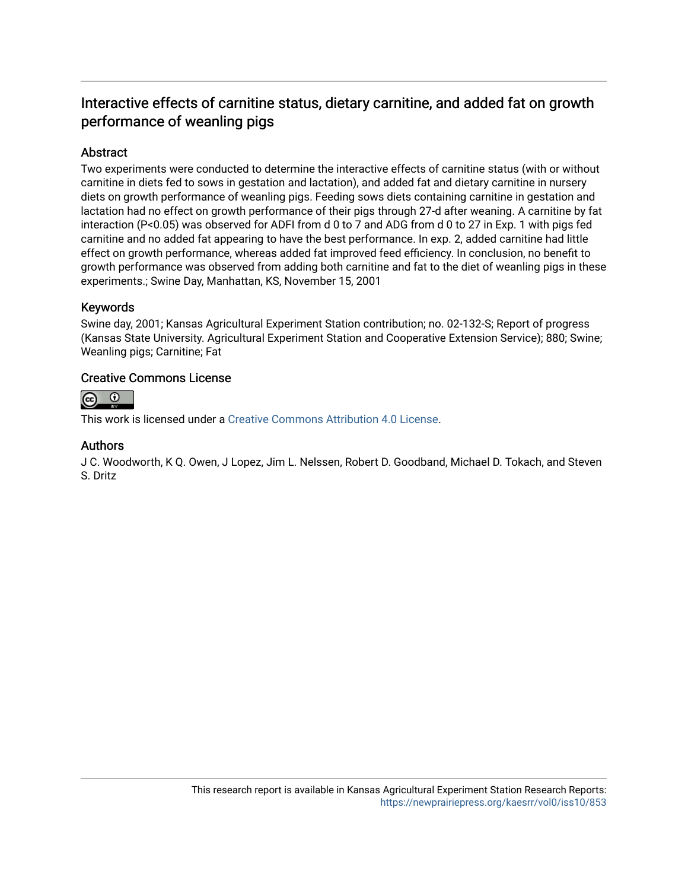# Interactive effects of carnitine status, dietary carnitine, and added fat on growth performance of weanling pigs

## Abstract

Two experiments were conducted to determine the interactive effects of carnitine status (with or without carnitine in diets fed to sows in gestation and lactation), and added fat and dietary carnitine in nursery diets on growth performance of weanling pigs. Feeding sows diets containing carnitine in gestation and lactation had no effect on growth performance of their pigs through 27-d after weaning. A carnitine by fat interaction (P<0.05) was observed for ADFI from d 0 to 7 and ADG from d 0 to 27 in Exp. 1 with pigs fed carnitine and no added fat appearing to have the best performance. In exp. 2, added carnitine had little effect on growth performance, whereas added fat improved feed efficiency. In conclusion, no benefit to growth performance was observed from adding both carnitine and fat to the diet of weanling pigs in these experiments.; Swine Day, Manhattan, KS, November 15, 2001

## Keywords

Swine day, 2001; Kansas Agricultural Experiment Station contribution; no. 02-132-S; Report of progress (Kansas State University. Agricultural Experiment Station and Cooperative Extension Service); 880; Swine; Weanling pigs; Carnitine; Fat

## Creative Commons License

This work is licensed under a Creative Commons Attribution 4.0 License.

## Authors

J C. Woodworth, K Q. Owen, J Lopez, Jim L. Nelssen, Robert D. Goodband, Michael D. Tokach, and Steven S. Dritz

This research report is available in Kansas Agricultural Experiment Station Research Reports: https://newprairiepress.org/kaesrr/vol0/iss10/853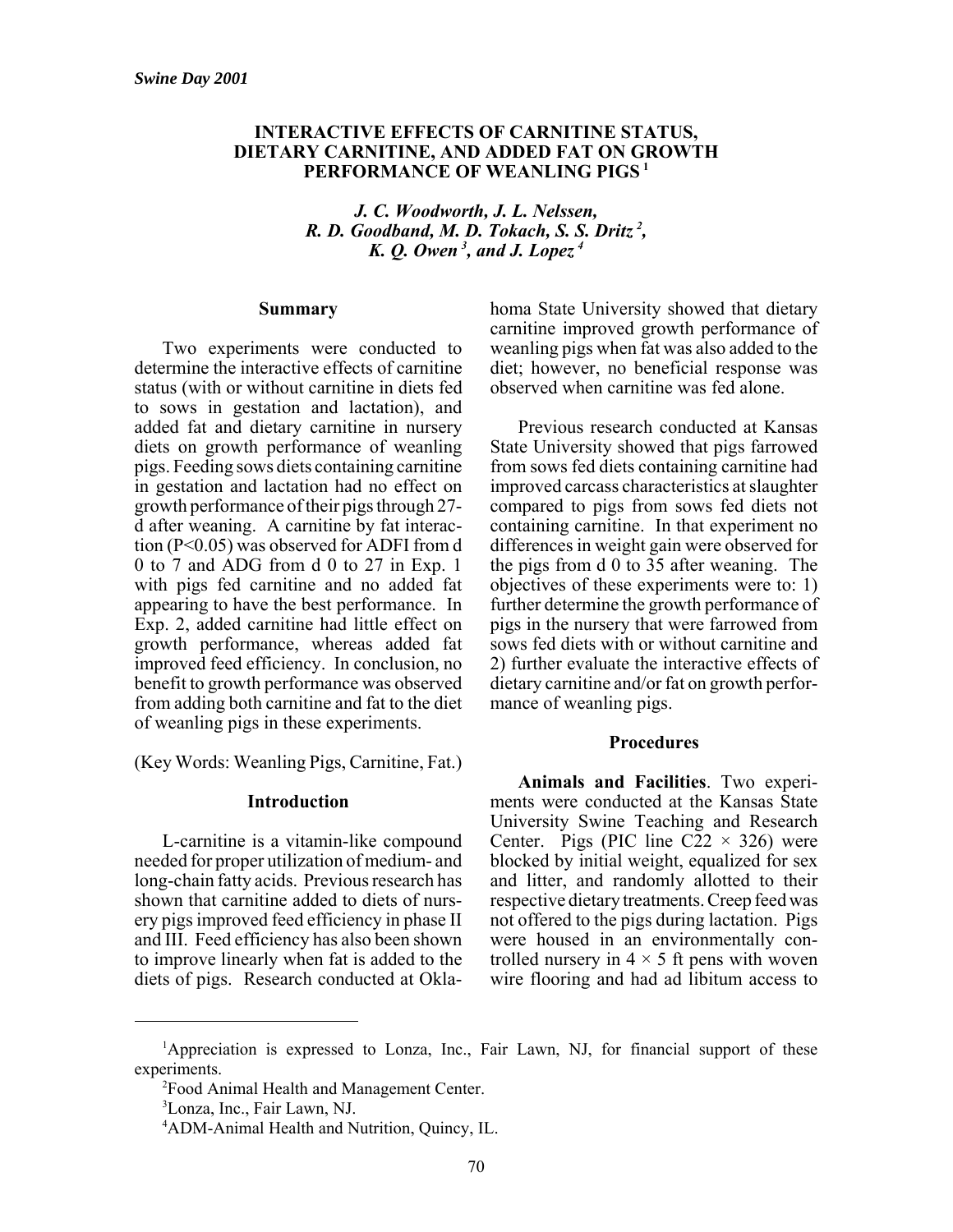*Swine Day 2001*

# INTERACTIVE EFFECTS OF CARNITINE STATUS, DIETARY CARNITINE, AND ADDED FAT ON GROWTH PERFORMANCE OF WEANLING PIGS [1]

*J. C. Woodworth, J. L. Nelssen, R. D. Goodband, M. D. Tokach, S. S. Dritz [2], K. Q. Owen [3], and J. Lopez [4]*

## Summary

Two experiments were conducted to determine the interactive effects of carnitine status (with or without carnitine in diets fed to sows in gestation and lactation), and added fat and dietary carnitine in nursery diets on growth performance of weanling pigs. Feeding sows diets containing carnitine in gestation and lactation had no effect on growth performance of their pigs through 27-d after weaning. A carnitine by fat interaction ($P<0.05$) was observed for ADFI from d 0 to 7 and ADG from d 0 to 27 in Exp. 1 with pigs fed carnitine and no added fat appearing to have the best performance. In Exp. 2, added carnitine had little effect on growth performance, whereas added fat improved feed efficiency. In conclusion, no benefit to growth performance was observed from adding both carnitine and fat to the diet of weanling pigs in these experiments.

(Key Words: Weanling Pigs, Carnitine, Fat.)

## Introduction

L-carnitine is a vitamin-like compound needed for proper utilization of medium- and long-chain fatty acids. Previous research has shown that carnitine added to diets of nursery pigs improved feed efficiency in phase II and III. Feed efficiency has also been shown to improve linearly when fat is added to the diets of pigs. Research conducted at Oklahoma State University showed that dietary carnitine improved growth performance of weanling pigs when fat was also added to the diet; however, no beneficial response was observed when carnitine was fed alone.

Previous research conducted at Kansas State University showed that pigs farrowed from sows fed diets containing carnitine had improved carcass characteristics at slaughter compared to pigs from sows fed diets not containing carnitine. In that experiment no differences in weight gain were observed for the pigs from d 0 to 35 after weaning. The objectives of these experiments were to: 1) further determine the growth performance of pigs in the nursery that were farrowed from sows fed diets with or without carnitine and 2) further evaluate the interactive effects of dietary carnitine and/or fat on growth performance of weanling pigs.

## Procedures

**Animals and Facilities**. Two experiments were conducted at the Kansas State University Swine Teaching and Research Center. Pigs (PIC line C22 × 326) were blocked by initial weight, equalized for sex and litter, and randomly allotted to their respective dietary treatments. Creep feed was not offered to the pigs during lactation. Pigs were housed in an environmentally controlled nursery in 4 × 5 ft pens with woven wire flooring and had ad libitum access to

---

[1] Appreciation is expressed to Lonza, Inc., Fair Lawn, NJ, for financial support of these experiments.

[2] Food Animal Health and Management Center.

[3] Lonza, Inc., Fair Lawn, NJ.

[4] ADM-Animal Health and Nutrition, Quincy, IL.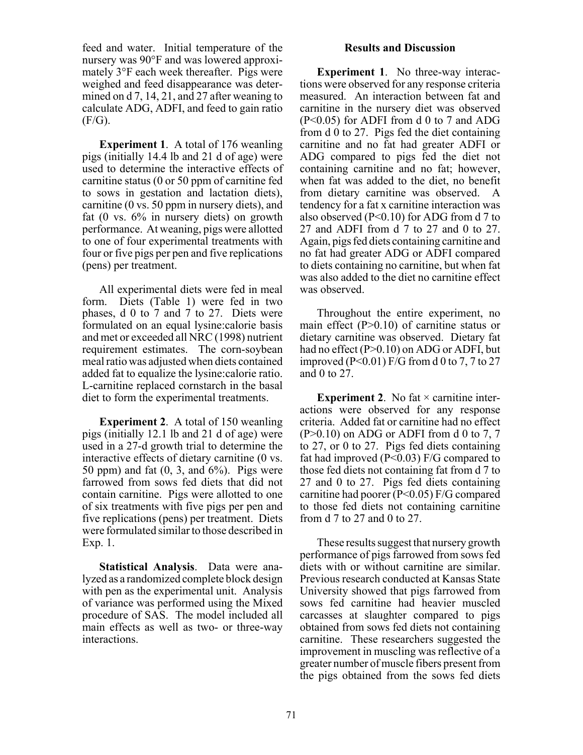feed and water. Initial temperature of the nursery was 90°F and was lowered approximately 3°F each week thereafter. Pigs were weighed and feed disappearance was determined on d 7, 14, 21, and 27 after weaning to calculate ADG, ADFI, and feed to gain ratio (F/G).

**Experiment 1**. A total of 176 weanling pigs (initially 14.4 lb and 21 d of age) were used to determine the interactive effects of carnitine status (0 or 50 ppm of carnitine fed to sows in gestation and lactation diets), carnitine (0 vs. 50 ppm in nursery diets), and fat (0 vs. 6% in nursery diets) on growth performance. At weaning, pigs were allotted to one of four experimental treatments with four or five pigs per pen and five replications (pens) per treatment.

All experimental diets were fed in meal form. Diets (Table 1) were fed in two phases, d 0 to 7 and 7 to 27. Diets were formulated on an equal lysine:calorie basis and met or exceeded all NRC (1998) nutrient requirement estimates. The corn-soybean meal ratio was adjusted when diets contained added fat to equalize the lysine:calorie ratio. L-carnitine replaced cornstarch in the basal diet to form the experimental treatments.

**Experiment 2**. A total of 150 weanling pigs (initially 12.1 lb and 21 d of age) were used in a 27-d growth trial to determine the interactive effects of dietary carnitine (0 vs. 50 ppm) and fat (0, 3, and 6%). Pigs were farrowed from sows fed diets that did not contain carnitine. Pigs were allotted to one of six treatments with five pigs per pen and five replications (pens) per treatment. Diets were formulated similar to those described in Exp. 1.

**Statistical Analysis**. Data were analyzed as a randomized complete block design with pen as the experimental unit. Analysis of variance was performed using the Mixed procedure of SAS. The model included all main effects as well as two- or three-way interactions.

## Results and Discussion

**Experiment 1**. No three-way interactions were observed for any response criteria measured. An interaction between fat and carnitine in the nursery diet was observed ($P<0.05$) for ADFI from d 0 to 7 and ADG from d 0 to 27. Pigs fed the diet containing carnitine and no fat had greater ADFI or ADG compared to pigs fed the diet not containing carnitine and no fat; however, when fat was added to the diet, no benefit from dietary carnitine was observed. A tendency for a fat x carnitine interaction was also observed ($P<0.10$) for ADG from d 7 to 27 and ADFI from d 7 to 27 and 0 to 27. Again, pigs fed diets containing carnitine and no fat had greater ADG or ADFI compared to diets containing no carnitine, but when fat was also added to the diet no carnitine effect was observed.

Throughout the entire experiment, no main effect ($P>0.10$) of carnitine status or dietary carnitine was observed. Dietary fat had no effect ($P>0.10$) on ADG or ADFI, but improved ($P<0.01$) F/G from d 0 to 7, 7 to 27 and 0 to 27.

**Experiment 2**. No fat × carnitine interactions were observed for any response criteria. Added fat or carnitine had no effect ($P>0.10$) on ADG or ADFI from d 0 to 7, 7 to 27, or 0 to 27. Pigs fed diets containing fat had improved ($P<0.03$) F/G compared to those fed diets not containing fat from d 7 to 27 and 0 to 27. Pigs fed diets containing carnitine had poorer ($P<0.05$) F/G compared to those fed diets not containing carnitine from d 7 to 27 and 0 to 27.

These results suggest that nursery growth performance of pigs farrowed from sows fed diets with or without carnitine are similar. Previous research conducted at Kansas State University showed that pigs farrowed from sows fed carnitine had heavier muscled carcasses at slaughter compared to pigs obtained from sows fed diets not containing carnitine. These researchers suggested the improvement in muscling was reflective of a greater number of muscle fibers present from the pigs obtained from the sows fed diets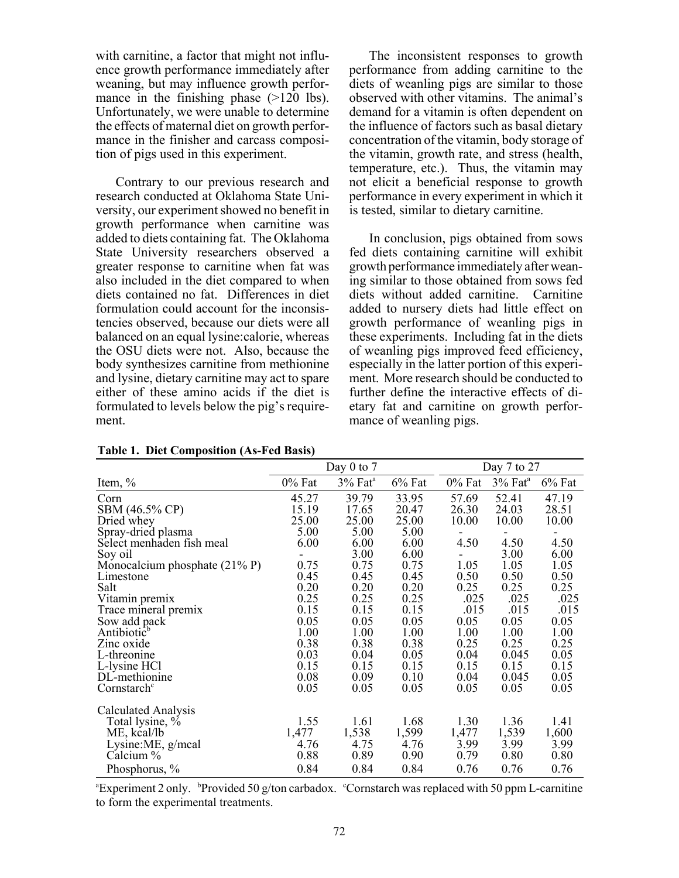with carnitine, a factor that might not influence growth performance immediately after weaning, but may influence growth performance in the finishing phase (>120 lbs). Unfortunately, we were unable to determine the effects of maternal diet on growth performance in the finisher and carcass composition of pigs used in this experiment.

Contrary to our previous research and research conducted at Oklahoma State University, our experiment showed no benefit in growth performance when carnitine was added to diets containing fat. The Oklahoma State University researchers observed a greater response to carnitine when fat was also included in the diet compared to when diets contained no fat. Differences in diet formulation could account for the inconsistencies observed, because our diets were all balanced on an equal lysine:calorie, whereas the OSU diets were not. Also, because the body synthesizes carnitine from methionine and lysine, dietary carnitine may act to spare either of these amino acids if the diet is formulated to levels below the pig's requirement.

The inconsistent responses to growth performance from adding carnitine to the diets of weanling pigs are similar to those observed with other vitamins. The animal's demand for a vitamin is often dependent on the influence of factors such as basal dietary concentration of the vitamin, body storage of the vitamin, growth rate, and stress (health, temperature, etc.). Thus, the vitamin may not elicit a beneficial response to growth performance in every experiment in which it is tested, similar to dietary carnitine.

In conclusion, pigs obtained from sows fed diets containing carnitine will exhibit growth performance immediately after weaning similar to those obtained from sows fed diets without added carnitine. Carnitine added to nursery diets had little effect on growth performance of weanling pigs in these experiments. Including fat in the diets of weanling pigs improved feed efficiency, especially in the latter portion of this experiment. More research should be conducted to further define the interactive effects of dietary fat and carnitine on growth performance of weanling pigs.

**Table 1. Diet Composition (As-Fed Basis)**

| | Day 0 to 7 | | | Day 7 to 27 | | |
|---|---|---|---|---|---|---|
| Item, % | 0% Fat | 3% Fat[a] | 6% Fat | 0% Fat | 3% Fat[a] | 6% Fat |
| Corn | 45.27 | 39.79 | 33.95 | 57.69 | 52.41 | 47.19 |
| SBM (46.5% CP) | 15.19 | 17.65 | 20.47 | 26.30 | 24.03 | 28.51 |
| Dried whey | 25.00 | 25.00 | 25.00 | 10.00 | 10.00 | 10.00 |
| Spray-dried plasma | 5.00 | 5.00 | 5.00 | - | - | - |
| Select menhaden fish meal | 6.00 | 6.00 | 6.00 | 4.50 | 4.50 | 4.50 |
| Soy oil | - | 3.00 | 6.00 | - | 3.00 | 6.00 |
| Monocalcium phosphate (21% P) | 0.75 | 0.75 | 0.75 | 1.05 | 1.05 | 1.05 |
| Limestone | 0.45 | 0.45 | 0.45 | 0.50 | 0.50 | 0.50 |
| Salt | 0.20 | 0.20 | 0.20 | 0.25 | 0.25 | 0.25 |
| Vitamin premix | 0.25 | 0.25 | 0.25 | .025 | .025 | .025 |
| Trace mineral premix | 0.15 | 0.15 | 0.15 | .015 | .015 | .015 |
| Sow add pack | 0.05 | 0.05 | 0.05 | 0.05 | 0.05 | 0.05 |
| Antibiotic[b] | 1.00 | 1.00 | 1.00 | 1.00 | 1.00 | 1.00 |
| Zinc oxide | 0.38 | 0.38 | 0.38 | 0.25 | 0.25 | 0.25 |
| L-threonine | 0.03 | 0.04 | 0.05 | 0.04 | 0.045 | 0.05 |
| L-lysine HCl | 0.15 | 0.15 | 0.15 | 0.15 | 0.15 | 0.15 |
| DL-methionine | 0.08 | 0.09 | 0.10 | 0.04 | 0.045 | 0.05 |
| Cornstarch[c] | 0.05 | 0.05 | 0.05 | 0.05 | 0.05 | 0.05 |
| Calculated Analysis | | | | | | |
| Total lysine, % | 1.55 | 1.61 | 1.68 | 1.30 | 1.36 | 1.41 |
| ME, kcal/lb | 1,477 | 1,538 | 1,599 | 1,477 | 1,539 | 1,600 |
| Lysine:ME, g/mcal | 4.76 | 4.75 | 4.76 | 3.99 | 3.99 | 3.99 |
| Calcium % | 0.88 | 0.89 | 0.90 | 0.79 | 0.80 | 0.80 |
| Phosphorus, % | 0.84 | 0.84 | 0.84 | 0.76 | 0.76 | 0.76 |

[a]Experiment 2 only. [b]Provided 50 g/ton carbadox. [c]Cornstarch was replaced with 50 ppm L-carnitine to form the experimental treatments.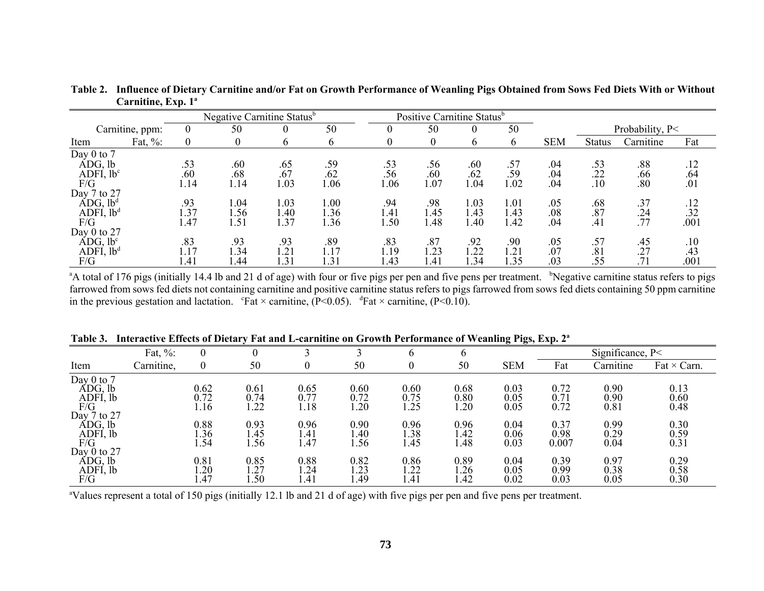**Table 2. Influence of Dietary Carnitine and/or Fat on Growth Performance of Weanling Pigs Obtained from Sows Fed Diets With or Without Carnitine, Exp. 1[a]**

| | | Negative Carnitine Status[b] | | | | Positive Carnitine Status[b] | | | | | | | |
|---|---|---|---|---|---|---|---|---|---|---|---|---|---|
| | Carnitine, ppm: | 0 | 50 | 0 | 50 | 0 | 50 | 0 | 50 | | Probability, P< | | |
| Item | Fat, %: | 0 | 0 | 6 | 6 | 0 | 0 | 6 | 6 | SEM | Status | Carnitine | Fat |
| Day 0 to 7 | | | | | | | | | | | | | |
| ADG, lb | | .53 | .60 | .65 | .59 | .53 | .56 | .60 | .57 | .04 | .53 | .88 | .12 |
| ADFI, lb[c] | | .60 | .68 | .67 | .62 | .56 | .60 | .62 | .59 | .04 | .22 | .66 | .64 |
| F/G | | 1.14 | 1.14 | 1.03 | 1.06 | 1.06 | 1.07 | 1.04 | 1.02 | .04 | .10 | .80 | .01 |
| Day 7 to 27 | | | | | | | | | | | | | |
| ADG, lb[d] | | .93 | 1.04 | 1.03 | 1.00 | .94 | .98 | 1.03 | 1.01 | .05 | .68 | .37 | .12 |
| ADFI, lb[d] | | 1.37 | 1.56 | 1.40 | 1.36 | 1.41 | 1.45 | 1.43 | 1.43 | .08 | .87 | .24 | .32 |
| F/G | | 1.47 | 1.51 | 1.37 | 1.36 | 1.50 | 1.48 | 1.40 | 1.42 | .04 | .41 | .77 | .001 |
| Day 0 to 27 | | | | | | | | | | | | | |
| ADG, lb[c] | | .83 | .93 | .93 | .89 | .83 | .87 | .92 | .90 | .05 | .57 | .45 | .10 |
| ADFI, lb[d] | | 1.17 | 1.34 | 1.21 | 1.17 | 1.19 | 1.23 | 1.22 | 1.21 | .07 | .81 | .27 | .43 |
| F/G | | 1.41 | 1.44 | 1.31 | 1.31 | 1.43 | 1.41 | 1.34 | 1.35 | .03 | .55 | .71 | .001 |

[a]A total of 176 pigs (initially 14.4 lb and 21 d of age) with four or five pigs per pen and five pens per treatment. [b]Negative carnitine status refers to pigs farrowed from sows fed diets not containing carnitine and positive carnitine status refers to pigs farrowed from sows fed diets containing 50 ppm carnitine in the previous gestation and lactation. [c]Fat × carnitine, ($P<0.05$). [d]Fat × carnitine, ($P<0.10$).

**Table 3. Interactive Effects of Dietary Fat and L-carnitine on Growth Performance of Weanling Pigs, Exp. 2[a]**

| | Fat, %: | 0 | 0 | 3 | 3 | 6 | 6 | | Significance, P< | | |
|---|---|---|---|---|---|---|---|---|---|---|---|
| Item | Carnitine, | 0 | 50 | 0 | 50 | 0 | 50 | SEM | Fat | Carnitine | Fat × Carn. |
| Day 0 to 7 | | | | | | | | | | | |
| ADG, lb | | 0.62 | 0.61 | 0.65 | 0.60 | 0.60 | 0.68 | 0.03 | 0.72 | 0.90 | 0.13 |
| ADFI, lb | | 0.72 | 0.74 | 0.77 | 0.72 | 0.75 | 0.80 | 0.05 | 0.71 | 0.90 | 0.60 |
| F/G | | 1.16 | 1.22 | 1.18 | 1.20 | 1.25 | 1.20 | 0.05 | 0.72 | 0.81 | 0.48 |
| Day 7 to 27 | | | | | | | | | | | |
| ADG, lb | | 0.88 | 0.93 | 0.96 | 0.90 | 0.96 | 0.96 | 0.04 | 0.37 | 0.99 | 0.30 |
| ADFI, lb | | 1.36 | 1.45 | 1.41 | 1.40 | 1.38 | 1.42 | 0.06 | 0.98 | 0.29 | 0.59 |
| F/G | | 1.54 | 1.56 | 1.47 | 1.56 | 1.45 | 1.48 | 0.03 | 0.007 | 0.04 | 0.31 |
| Day 0 to 27 | | | | | | | | | | | |
| ADG, lb | | 0.81 | 0.85 | 0.88 | 0.82 | 0.86 | 0.89 | 0.04 | 0.39 | 0.97 | 0.29 |
| ADFI, lb | | 1.20 | 1.27 | 1.24 | 1.23 | 1.22 | 1.26 | 0.05 | 0.99 | 0.38 | 0.58 |
| F/G | | 1.47 | 1.50 | 1.41 | 1.49 | 1.41 | 1.42 | 0.02 | 0.03 | 0.05 | 0.30 |

[a]Values represent a total of 150 pigs (initially 12.1 lb and 21 d of age) with five pigs per pen and five pens per treatment.